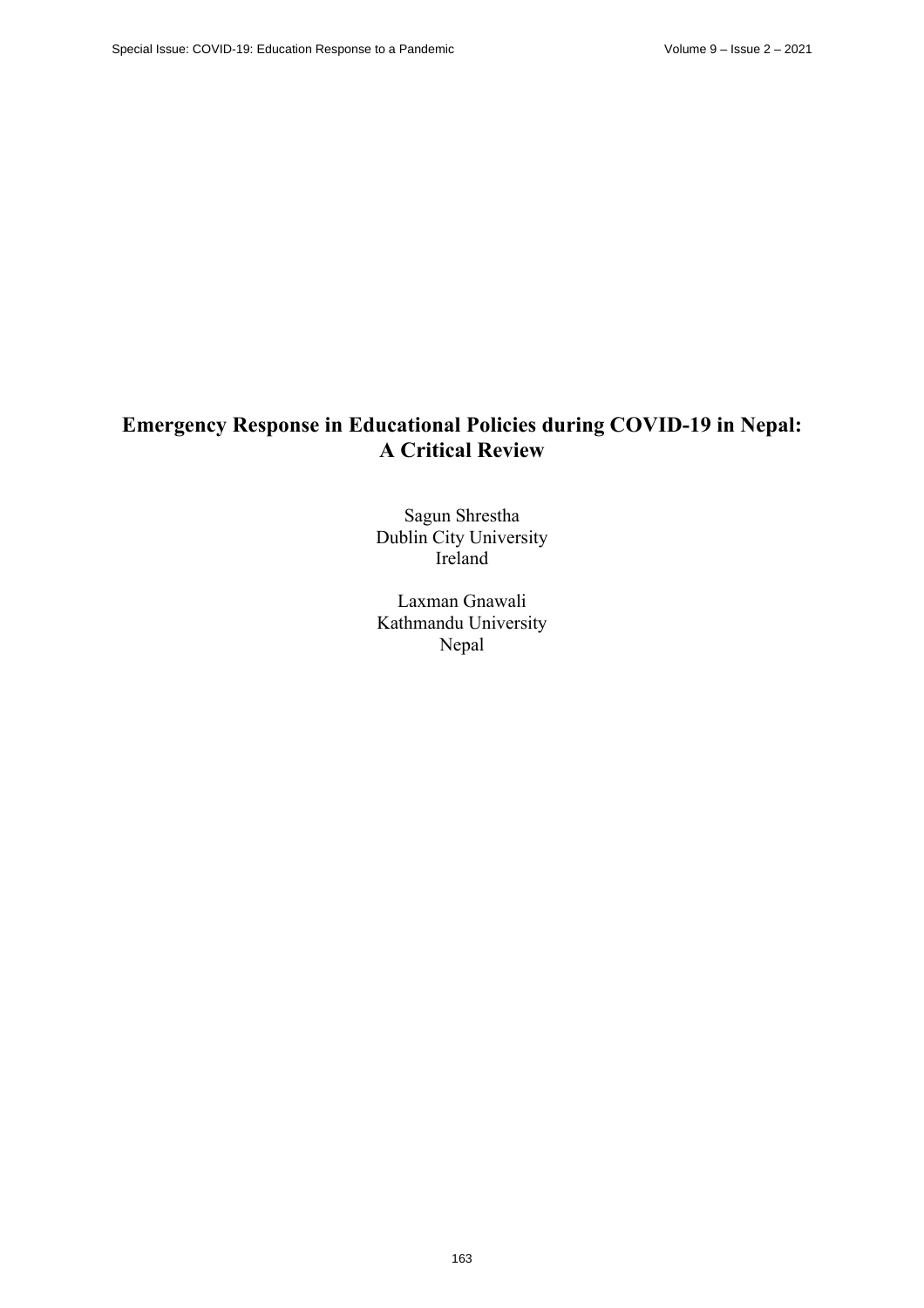# Emergency Response in Educational Policies during COVID-19 in Nepal: A Critical Review

Sagun Shrestha
Dublin City University
Ireland

Laxman Gnawali
Kathmandu University
Nepal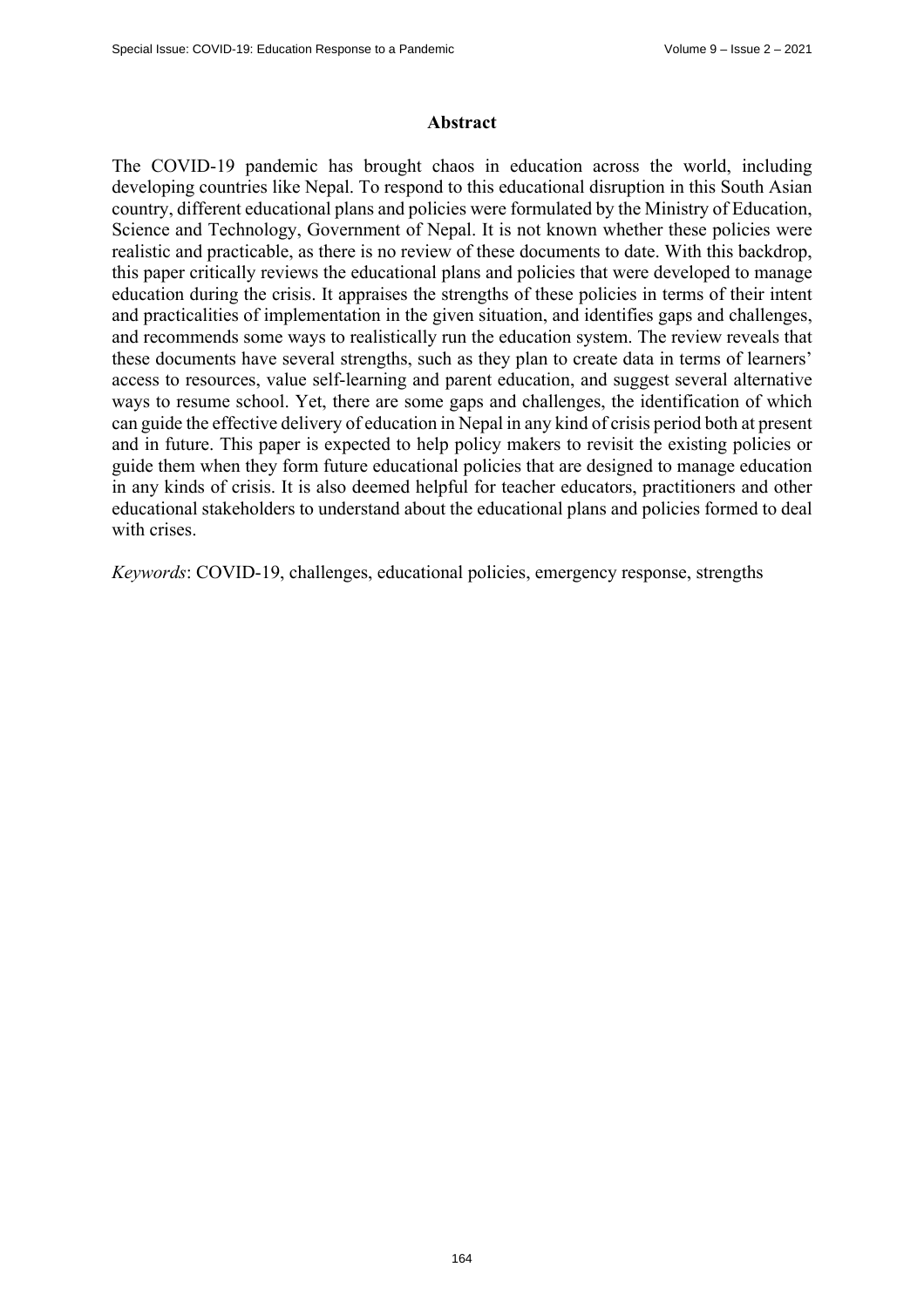## Abstract

The COVID-19 pandemic has brought chaos in education across the world, including developing countries like Nepal. To respond to this educational disruption in this South Asian country, different educational plans and policies were formulated by the Ministry of Education, Science and Technology, Government of Nepal. It is not known whether these policies were realistic and practicable, as there is no review of these documents to date. With this backdrop, this paper critically reviews the educational plans and policies that were developed to manage education during the crisis. It appraises the strengths of these policies in terms of their intent and practicalities of implementation in the given situation, and identifies gaps and challenges, and recommends some ways to realistically run the education system. The review reveals that these documents have several strengths, such as they plan to create data in terms of learners' access to resources, value self-learning and parent education, and suggest several alternative ways to resume school. Yet, there are some gaps and challenges, the identification of which can guide the effective delivery of education in Nepal in any kind of crisis period both at present and in future. This paper is expected to help policy makers to revisit the existing policies or guide them when they form future educational policies that are designed to manage education in any kinds of crisis. It is also deemed helpful for teacher educators, practitioners and other educational stakeholders to understand about the educational plans and policies formed to deal with crises.

*Keywords*: COVID-19, challenges, educational policies, emergency response, strengths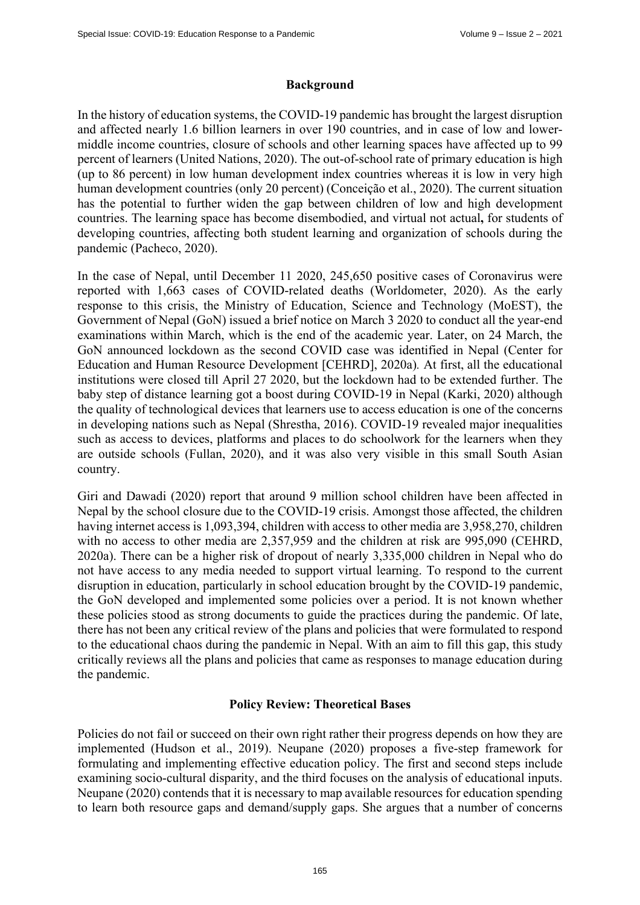## Background

In the history of education systems, the COVID-19 pandemic has brought the largest disruption and affected nearly 1.6 billion learners in over 190 countries, and in case of low and lower-middle income countries, closure of schools and other learning spaces have affected up to 99 percent of learners (United Nations, 2020). The out-of-school rate of primary education is high (up to 86 percent) in low human development index countries whereas it is low in very high human development countries (only 20 percent) (Conceição et al., 2020). The current situation has the potential to further widen the gap between children of low and high development countries. The learning space has become disembodied, and virtual not actual**,** for students of developing countries, affecting both student learning and organization of schools during the pandemic (Pacheco, 2020).

In the case of Nepal, until December 11 2020, 245,650 positive cases of Coronavirus were reported with 1,663 cases of COVID-related deaths (Worldometer, 2020). As the early response to this crisis, the Ministry of Education, Science and Technology (MoEST), the Government of Nepal (GoN) issued a brief notice on March 3 2020 to conduct all the year-end examinations within March, which is the end of the academic year. Later, on 24 March, the GoN announced lockdown as the second COVID case was identified in Nepal (Center for Education and Human Resource Development [CEHRD], 2020a). At first, all the educational institutions were closed till April 27 2020, but the lockdown had to be extended further. The baby step of distance learning got a boost during COVID-19 in Nepal (Karki, 2020) although the quality of technological devices that learners use to access education is one of the concerns in developing nations such as Nepal (Shrestha, 2016). COVID-19 revealed major inequalities such as access to devices, platforms and places to do schoolwork for the learners when they are outside schools (Fullan, 2020), and it was also very visible in this small South Asian country.

Giri and Dawadi (2020) report that around 9 million school children have been affected in Nepal by the school closure due to the COVID-19 crisis. Amongst those affected, the children having internet access is 1,093,394, children with access to other media are 3,958,270, children with no access to other media are 2,357,959 and the children at risk are 995,090 (CEHRD, 2020a). There can be a higher risk of dropout of nearly 3,335,000 children in Nepal who do not have access to any media needed to support virtual learning. To respond to the current disruption in education, particularly in school education brought by the COVID-19 pandemic, the GoN developed and implemented some policies over a period. It is not known whether these policies stood as strong documents to guide the practices during the pandemic. Of late, there has not been any critical review of the plans and policies that were formulated to respond to the educational chaos during the pandemic in Nepal. With an aim to fill this gap, this study critically reviews all the plans and policies that came as responses to manage education during the pandemic.

## Policy Review: Theoretical Bases

Policies do not fail or succeed on their own right rather their progress depends on how they are implemented (Hudson et al., 2019). Neupane (2020) proposes a five-step framework for formulating and implementing effective education policy. The first and second steps include examining socio-cultural disparity, and the third focuses on the analysis of educational inputs. Neupane (2020) contends that it is necessary to map available resources for education spending to learn both resource gaps and demand/supply gaps. She argues that a number of concerns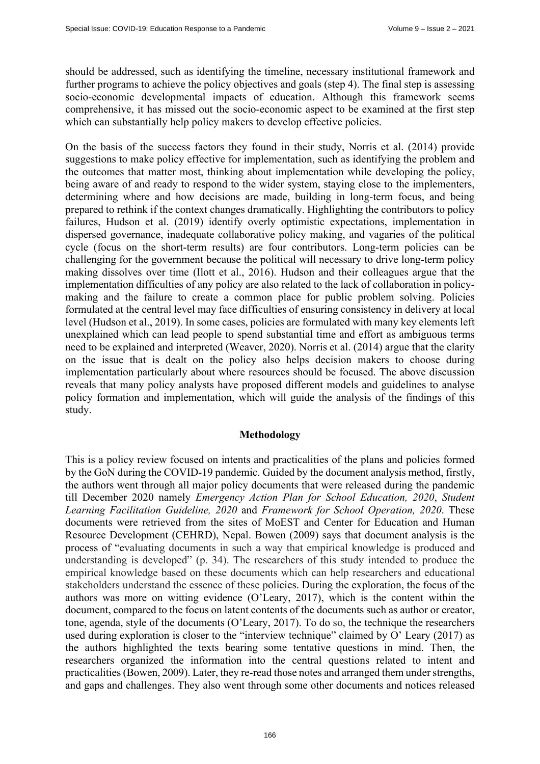should be addressed, such as identifying the timeline, necessary institutional framework and further programs to achieve the policy objectives and goals (step 4). The final step is assessing socio-economic developmental impacts of education. Although this framework seems comprehensive, it has missed out the socio-economic aspect to be examined at the first step which can substantially help policy makers to develop effective policies.

On the basis of the success factors they found in their study, Norris et al. (2014) provide suggestions to make policy effective for implementation, such as identifying the problem and the outcomes that matter most, thinking about implementation while developing the policy, being aware of and ready to respond to the wider system, staying close to the implementers, determining where and how decisions are made, building in long-term focus, and being prepared to rethink if the context changes dramatically. Highlighting the contributors to policy failures, Hudson et al. (2019) identify overly optimistic expectations, implementation in dispersed governance, inadequate collaborative policy making, and vagaries of the political cycle (focus on the short-term results) are four contributors. Long-term policies can be challenging for the government because the political will necessary to drive long-term policy making dissolves over time (Ilott et al., 2016). Hudson and their colleagues argue that the implementation difficulties of any policy are also related to the lack of collaboration in policy-making and the failure to create a common place for public problem solving. Policies formulated at the central level may face difficulties of ensuring consistency in delivery at local level (Hudson et al., 2019). In some cases, policies are formulated with many key elements left unexplained which can lead people to spend substantial time and effort as ambiguous terms need to be explained and interpreted (Weaver, 2020). Norris et al. (2014) argue that the clarity on the issue that is dealt on the policy also helps decision makers to choose during implementation particularly about where resources should be focused. The above discussion reveals that many policy analysts have proposed different models and guidelines to analyse policy formation and implementation, which will guide the analysis of the findings of this study.

## Methodology

This is a policy review focused on intents and practicalities of the plans and policies formed by the GoN during the COVID-19 pandemic. Guided by the document analysis method, firstly, the authors went through all major policy documents that were released during the pandemic till December 2020 namely *Emergency Action Plan for School Education, 2020*, *Student Learning Facilitation Guideline, 2020* and *Framework for School Operation, 2020*. These documents were retrieved from the sites of MoEST and Center for Education and Human Resource Development (CEHRD), Nepal. Bowen (2009) says that document analysis is the process of "evaluating documents in such a way that empirical knowledge is produced and understanding is developed" (p. 34). The researchers of this study intended to produce the empirical knowledge based on these documents which can help researchers and educational stakeholders understand the essence of these policies. During the exploration, the focus of the authors was more on witting evidence (O'Leary, 2017), which is the content within the document, compared to the focus on latent contents of the documents such as author or creator, tone, agenda, style of the documents (O'Leary, 2017). To do so, the technique the researchers used during exploration is closer to the "interview technique" claimed by O' Leary (2017) as the authors highlighted the texts bearing some tentative questions in mind. Then, the researchers organized the information into the central questions related to intent and practicalities (Bowen, 2009). Later, they re-read those notes and arranged them under strengths, and gaps and challenges. They also went through some other documents and notices released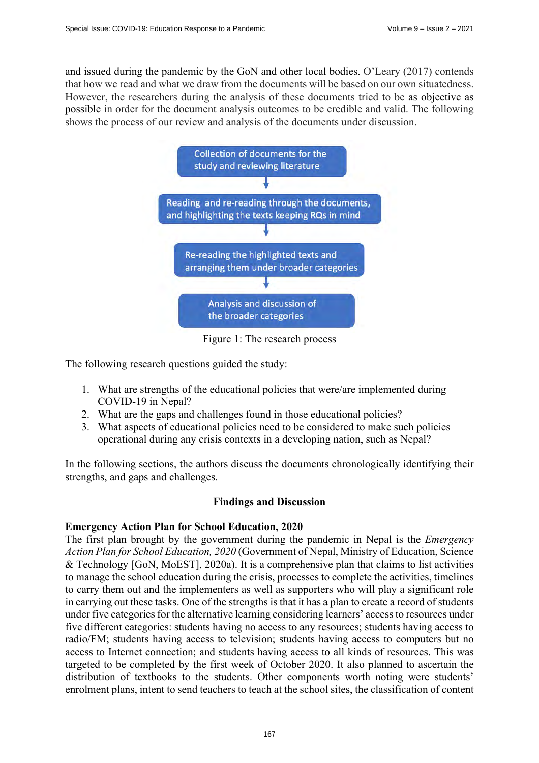and issued during the pandemic by the GoN and other local bodies. O'Leary (2017) contends that how we read and what we draw from the documents will be based on our own situatedness. However, the researchers during the analysis of these documents tried to be as objective as possible in order for the document analysis outcomes to be credible and valid. The following shows the process of our review and analysis of the documents under discussion.

Collection of documents for the study and reviewing literature

↓

Reading and re-reading through the documents, and highlighting the texts keeping RQs in mind

↓

Re-reading the highlighted texts and arranging them under broader categories

↓

Analysis and discussion of the broader categories

Figure 1: The research process

The following research questions guided the study:

1. What are strengths of the educational policies that were/are implemented during COVID-19 in Nepal?
2. What are the gaps and challenges found in those educational policies?
3. What aspects of educational policies need to be considered to make such policies operational during any crisis contexts in a developing nation, such as Nepal?

In the following sections, the authors discuss the documents chronologically identifying their strengths, and gaps and challenges.

## Findings and Discussion

### Emergency Action Plan for School Education, 2020

The first plan brought by the government during the pandemic in Nepal is the *Emergency Action Plan for School Education, 2020* (Government of Nepal, Ministry of Education, Science & Technology [GoN, MoEST], 2020a). It is a comprehensive plan that claims to list activities to manage the school education during the crisis, processes to complete the activities, timelines to carry them out and the implementers as well as supporters who will play a significant role in carrying out these tasks. One of the strengths is that it has a plan to create a record of students under five categories for the alternative learning considering learners' access to resources under five different categories: students having no access to any resources; students having access to radio/FM; students having access to television; students having access to computers but no access to Internet connection; and students having access to all kinds of resources. This was targeted to be completed by the first week of October 2020. It also planned to ascertain the distribution of textbooks to the students. Other components worth noting were students' enrolment plans, intent to send teachers to teach at the school sites, the classification of content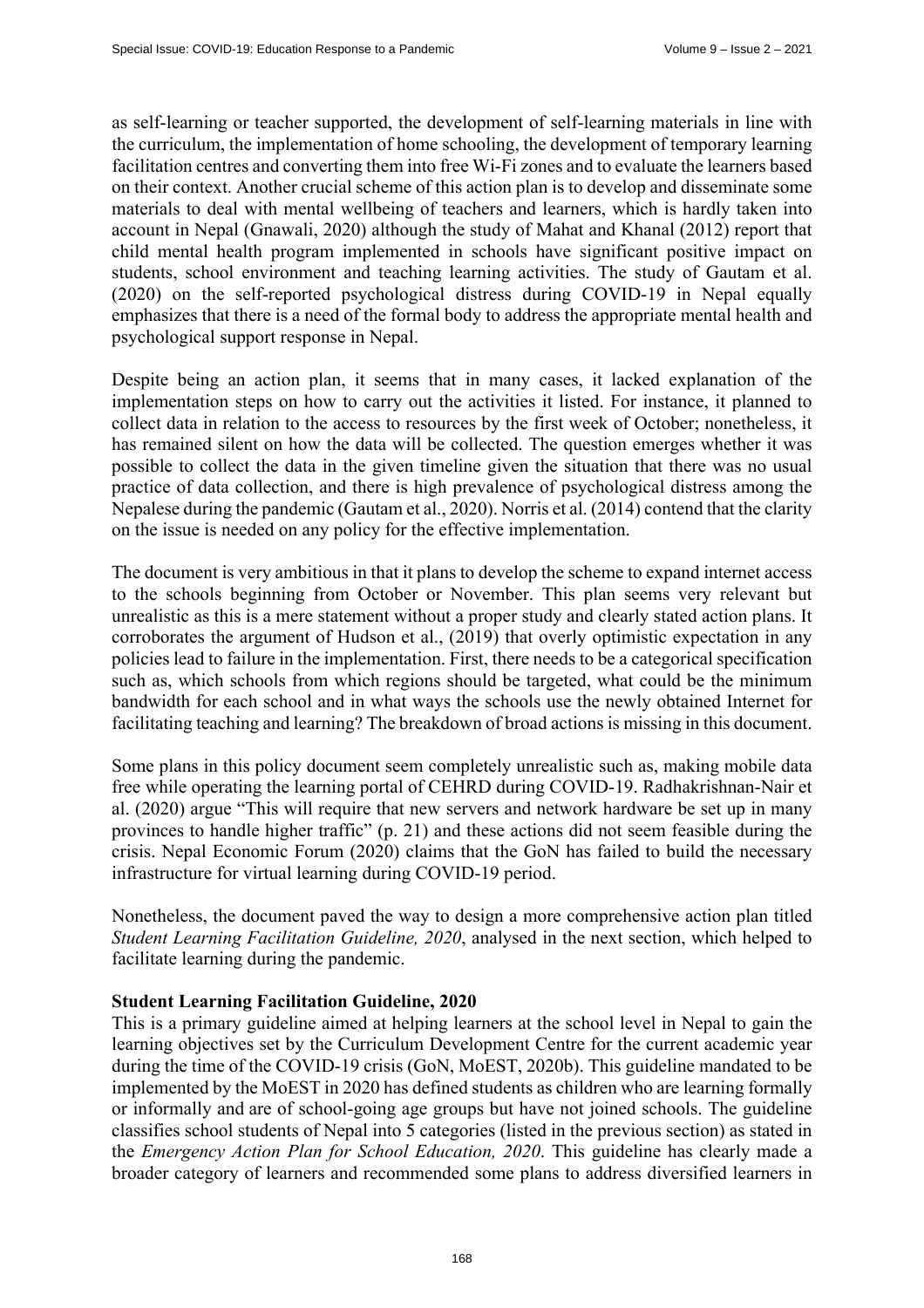as self-learning or teacher supported, the development of self-learning materials in line with the curriculum, the implementation of home schooling, the development of temporary learning facilitation centres and converting them into free Wi-Fi zones and to evaluate the learners based on their context. Another crucial scheme of this action plan is to develop and disseminate some materials to deal with mental wellbeing of teachers and learners, which is hardly taken into account in Nepal (Gnawali, 2020) although the study of Mahat and Khanal (2012) report that child mental health program implemented in schools have significant positive impact on students, school environment and teaching learning activities. The study of Gautam et al. (2020) on the self-reported psychological distress during COVID-19 in Nepal equally emphasizes that there is a need of the formal body to address the appropriate mental health and psychological support response in Nepal.

Despite being an action plan, it seems that in many cases, it lacked explanation of the implementation steps on how to carry out the activities it listed. For instance, it planned to collect data in relation to the access to resources by the first week of October; nonetheless, it has remained silent on how the data will be collected. The question emerges whether it was possible to collect the data in the given timeline given the situation that there was no usual practice of data collection, and there is high prevalence of psychological distress among the Nepalese during the pandemic (Gautam et al., 2020). Norris et al. (2014) contend that the clarity on the issue is needed on any policy for the effective implementation.

The document is very ambitious in that it plans to develop the scheme to expand internet access to the schools beginning from October or November. This plan seems very relevant but unrealistic as this is a mere statement without a proper study and clearly stated action plans. It corroborates the argument of Hudson et al., (2019) that overly optimistic expectation in any policies lead to failure in the implementation. First, there needs to be a categorical specification such as, which schools from which regions should be targeted, what could be the minimum bandwidth for each school and in what ways the schools use the newly obtained Internet for facilitating teaching and learning? The breakdown of broad actions is missing in this document.

Some plans in this policy document seem completely unrealistic such as, making mobile data free while operating the learning portal of CEHRD during COVID-19. Radhakrishnan-Nair et al. (2020) argue "This will require that new servers and network hardware be set up in many provinces to handle higher traffic" (p. 21) and these actions did not seem feasible during the crisis. Nepal Economic Forum (2020) claims that the GoN has failed to build the necessary infrastructure for virtual learning during COVID-19 period.

Nonetheless, the document paved the way to design a more comprehensive action plan titled *Student Learning Facilitation Guideline, 2020*, analysed in the next section, which helped to facilitate learning during the pandemic.

**Student Learning Facilitation Guideline, 2020**

This is a primary guideline aimed at helping learners at the school level in Nepal to gain the learning objectives set by the Curriculum Development Centre for the current academic year during the time of the COVID-19 crisis (GoN, MoEST, 2020b). This guideline mandated to be implemented by the MoEST in 2020 has defined students as children who are learning formally or informally and are of school-going age groups but have not joined schools. The guideline classifies school students of Nepal into 5 categories (listed in the previous section) as stated in the *Emergency Action Plan for School Education, 2020*. This guideline has clearly made a broader category of learners and recommended some plans to address diversified learners in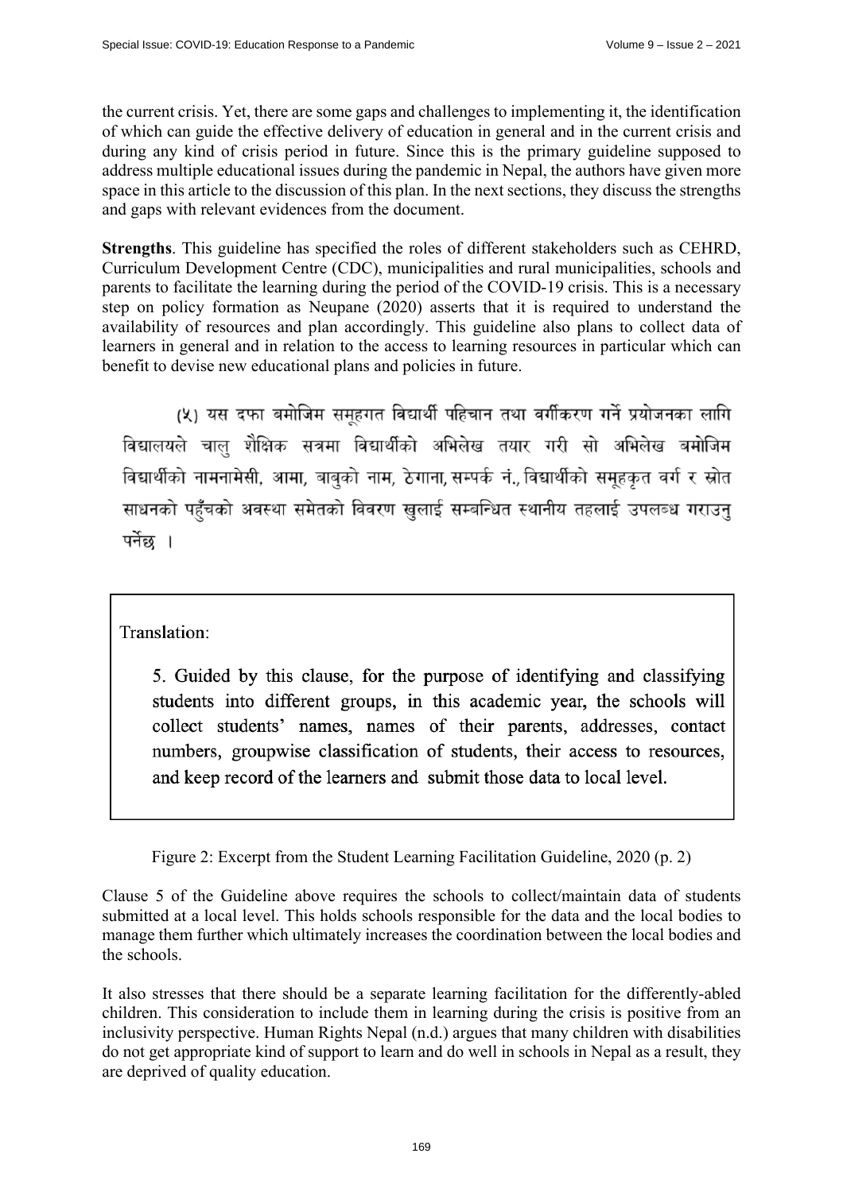the current crisis. Yet, there are some gaps and challenges to implementing it, the identification of which can guide the effective delivery of education in general and in the current crisis and during any kind of crisis period in future. Since this is the primary guideline supposed to address multiple educational issues during the pandemic in Nepal, the authors have given more space in this article to the discussion of this plan. In the next sections, they discuss the strengths and gaps with relevant evidences from the document.

**Strengths**. This guideline has specified the roles of different stakeholders such as CEHRD, Curriculum Development Centre (CDC), municipalities and rural municipalities, schools and parents to facilitate the learning during the period of the COVID-19 crisis. This is a necessary step on policy formation as Neupane (2020) asserts that it is required to understand the availability of resources and plan accordingly. This guideline also plans to collect data of learners in general and in relation to the access to learning resources in particular which can benefit to devise new educational plans and policies in future.

(५) यस दफा बमोजिम समूहगत विद्यार्थी पहिचान तथा वर्गीकरण गर्ने प्रयोजनका लागि विद्यालयले चालु शैक्षिक सत्रमा विद्यार्थीको अभिलेख तयार गरी सो अभिलेख बमोजिम विद्यार्थीको नामनामेसी, आमा, बाबुको नाम, ठेगाना, सम्पर्क नं., विद्यार्थीको समूहकृत वर्ग र स्रोत साधनको पहुँचको अवस्था समेतको विवरण खुलाई सम्बन्धित स्थानीय तहलाई उपलब्ध गराउनु पर्नेछ ।

Translation:

5. Guided by this clause, for the purpose of identifying and classifying students into different groups, in this academic year, the schools will collect students' names, names of their parents, addresses, contact numbers, groupwise classification of students, their access to resources, and keep record of the learners and submit those data to local level.

Figure 2: Excerpt from the Student Learning Facilitation Guideline, 2020 (p. 2)

Clause 5 of the Guideline above requires the schools to collect/maintain data of students submitted at a local level. This holds schools responsible for the data and the local bodies to manage them further which ultimately increases the coordination between the local bodies and the schools.

It also stresses that there should be a separate learning facilitation for the differently-abled children. This consideration to include them in learning during the crisis is positive from an inclusivity perspective. Human Rights Nepal (n.d.) argues that many children with disabilities do not get appropriate kind of support to learn and do well in schools in Nepal as a result, they are deprived of quality education.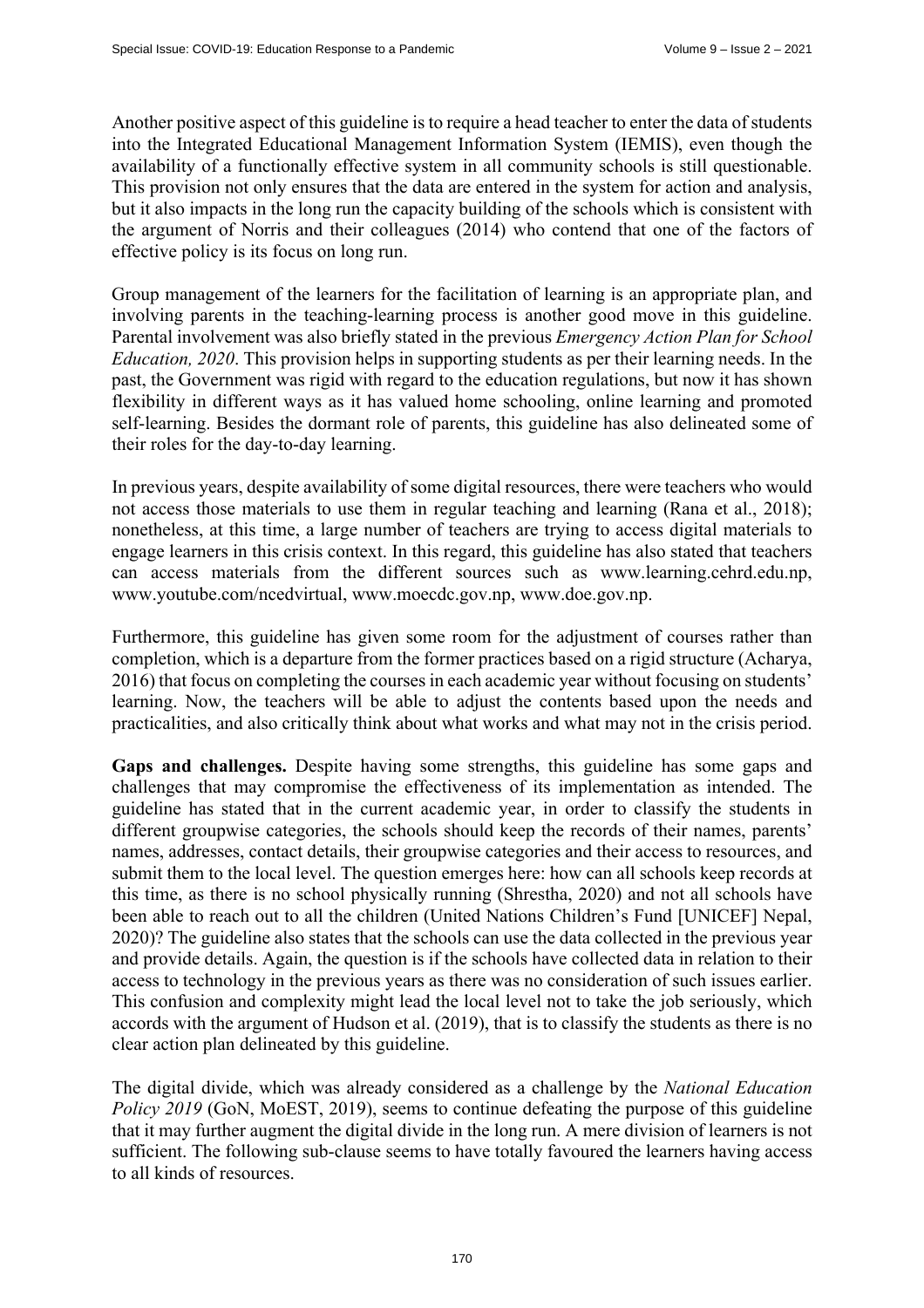Another positive aspect of this guideline is to require a head teacher to enter the data of students into the Integrated Educational Management Information System (IEMIS), even though the availability of a functionally effective system in all community schools is still questionable. This provision not only ensures that the data are entered in the system for action and analysis, but it also impacts in the long run the capacity building of the schools which is consistent with the argument of Norris and their colleagues (2014) who contend that one of the factors of effective policy is its focus on long run.

Group management of the learners for the facilitation of learning is an appropriate plan, and involving parents in the teaching-learning process is another good move in this guideline. Parental involvement was also briefly stated in the previous *Emergency Action Plan for School Education, 2020*. This provision helps in supporting students as per their learning needs. In the past, the Government was rigid with regard to the education regulations, but now it has shown flexibility in different ways as it has valued home schooling, online learning and promoted self-learning. Besides the dormant role of parents, this guideline has also delineated some of their roles for the day-to-day learning.

In previous years, despite availability of some digital resources, there were teachers who would not access those materials to use them in regular teaching and learning (Rana et al., 2018); nonetheless, at this time, a large number of teachers are trying to access digital materials to engage learners in this crisis context. In this regard, this guideline has also stated that teachers can access materials from the different sources such as www.learning.cehrd.edu.np, www.youtube.com/ncedvirtual, www.moecdc.gov.np, www.doe.gov.np.

Furthermore, this guideline has given some room for the adjustment of courses rather than completion, which is a departure from the former practices based on a rigid structure (Acharya, 2016) that focus on completing the courses in each academic year without focusing on students' learning. Now, the teachers will be able to adjust the contents based upon the needs and practicalities, and also critically think about what works and what may not in the crisis period.

**Gaps and challenges.** Despite having some strengths, this guideline has some gaps and challenges that may compromise the effectiveness of its implementation as intended. The guideline has stated that in the current academic year, in order to classify the students in different groupwise categories, the schools should keep the records of their names, parents' names, addresses, contact details, their groupwise categories and their access to resources, and submit them to the local level. The question emerges here: how can all schools keep records at this time, as there is no school physically running (Shrestha, 2020) and not all schools have been able to reach out to all the children (United Nations Children's Fund [UNICEF] Nepal, 2020)? The guideline also states that the schools can use the data collected in the previous year and provide details. Again, the question is if the schools have collected data in relation to their access to technology in the previous years as there was no consideration of such issues earlier. This confusion and complexity might lead the local level not to take the job seriously, which accords with the argument of Hudson et al. (2019), that is to classify the students as there is no clear action plan delineated by this guideline.

The digital divide, which was already considered as a challenge by the *National Education Policy 2019* (GoN, MoEST, 2019), seems to continue defeating the purpose of this guideline that it may further augment the digital divide in the long run. A mere division of learners is not sufficient. The following sub-clause seems to have totally favoured the learners having access to all kinds of resources.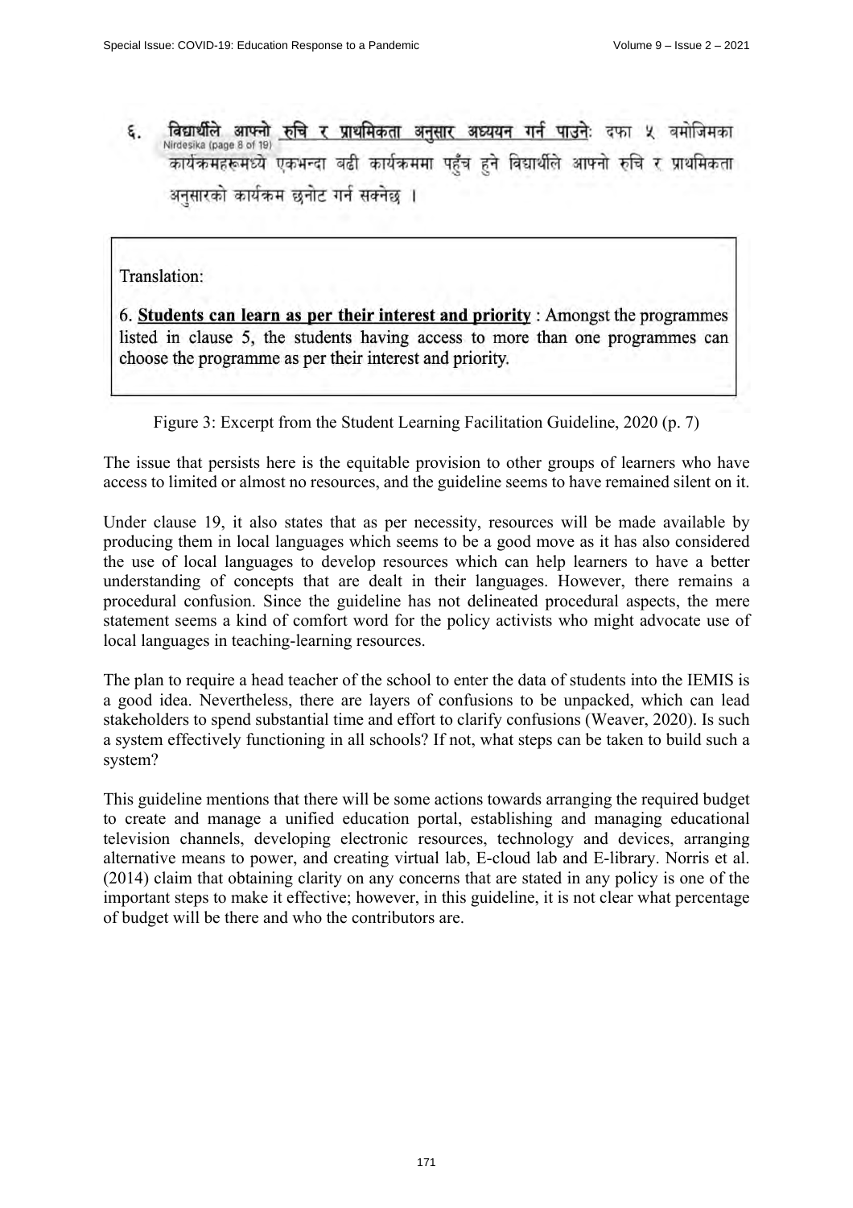६. <u>विद्यार्थीले आफ्नो रुचि र प्राथमिकता अनुसार अध्ययन गर्न पाउने</u>: दफा ५ बमोजिमका कार्यक्रमहरूमध्ये एकभन्दा बढी कार्यक्रममा पहुँच हुने विद्यार्थीले आफ्नो रुचि र प्राथमिकता अनुसारको कार्यक्रम छनोट गर्न सक्नेछ ।

Translation:

6. **<u>Students can learn as per their interest and priority</u>** : Amongst the programmes listed in clause 5, the students having access to more than one programmes can choose the programme as per their interest and priority.

Figure 3: Excerpt from the Student Learning Facilitation Guideline, 2020 (p. 7)

The issue that persists here is the equitable provision to other groups of learners who have access to limited or almost no resources, and the guideline seems to have remained silent on it.

Under clause 19, it also states that as per necessity, resources will be made available by producing them in local languages which seems to be a good move as it has also considered the use of local languages to develop resources which can help learners to have a better understanding of concepts that are dealt in their languages. However, there remains a procedural confusion. Since the guideline has not delineated procedural aspects, the mere statement seems a kind of comfort word for the policy activists who might advocate use of local languages in teaching-learning resources.

The plan to require a head teacher of the school to enter the data of students into the IEMIS is a good idea. Nevertheless, there are layers of confusions to be unpacked, which can lead stakeholders to spend substantial time and effort to clarify confusions (Weaver, 2020). Is such a system effectively functioning in all schools? If not, what steps can be taken to build such a system?

This guideline mentions that there will be some actions towards arranging the required budget to create and manage a unified education portal, establishing and managing educational television channels, developing electronic resources, technology and devices, arranging alternative means to power, and creating virtual lab, E-cloud lab and E-library. Norris et al. (2014) claim that obtaining clarity on any concerns that are stated in any policy is one of the important steps to make it effective; however, in this guideline, it is not clear what percentage of budget will be there and who the contributors are.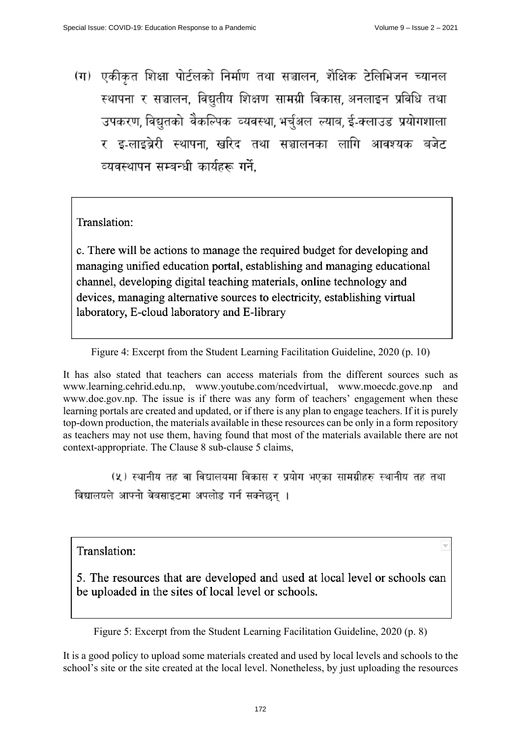(ग) एकीकृत शिक्षा पोर्टलको निर्माण तथा सञ्चालन, शैक्षिक टेलिभिजन च्यानल स्थापना र सञ्चालन, विद्युतीय शिक्षण सामग्री विकास, अनलाइन प्रविधि तथा उपकरण, विद्युतको वैकल्पिक व्यवस्था, भर्चुअल ल्याब, ई-क्लाउड प्रयोगशाला र इ-लाइब्रेरी स्थापना, खरिद तथा सञ्चालनका लागि आवश्यक बजेट व्यवस्थापन सम्बन्धी कार्यहरू गर्ने,

Translation:

c. There will be actions to manage the required budget for developing and managing unified education portal, establishing and managing educational channel, developing digital teaching materials, online technology and devices, managing alternative sources to electricity, establishing virtual laboratory, E-cloud laboratory and E-library

Figure 4: Excerpt from the Student Learning Facilitation Guideline, 2020 (p. 10)

It has also stated that teachers can access materials from the different sources such as www.learning.cehrid.edu.np, www.youtube.com/ncedvirtual, www.moecdc.gove.np and www.doe.gov.np. The issue is if there was any form of teachers' engagement when these learning portals are created and updated, or if there is any plan to engage teachers. If it is purely top-down production, the materials available in these resources can be only in a form repository as teachers may not use them, having found that most of the materials available there are not context-appropriate. The Clause 8 sub-clause 5 claims,

(५) स्थानीय तह वा विद्यालयमा विकास र प्रयोग भएका सामग्रीहरु स्थानीय तह तथा विद्यालयले आफ्नो वेबसाइटमा अपलोड गर्न सक्नेछन् ।

Translation:

5. The resources that are developed and used at local level or schools can be uploaded in the sites of local level or schools.

Figure 5: Excerpt from the Student Learning Facilitation Guideline, 2020 (p. 8)

It is a good policy to upload some materials created and used by local levels and schools to the school's site or the site created at the local level. Nonetheless, by just uploading the resources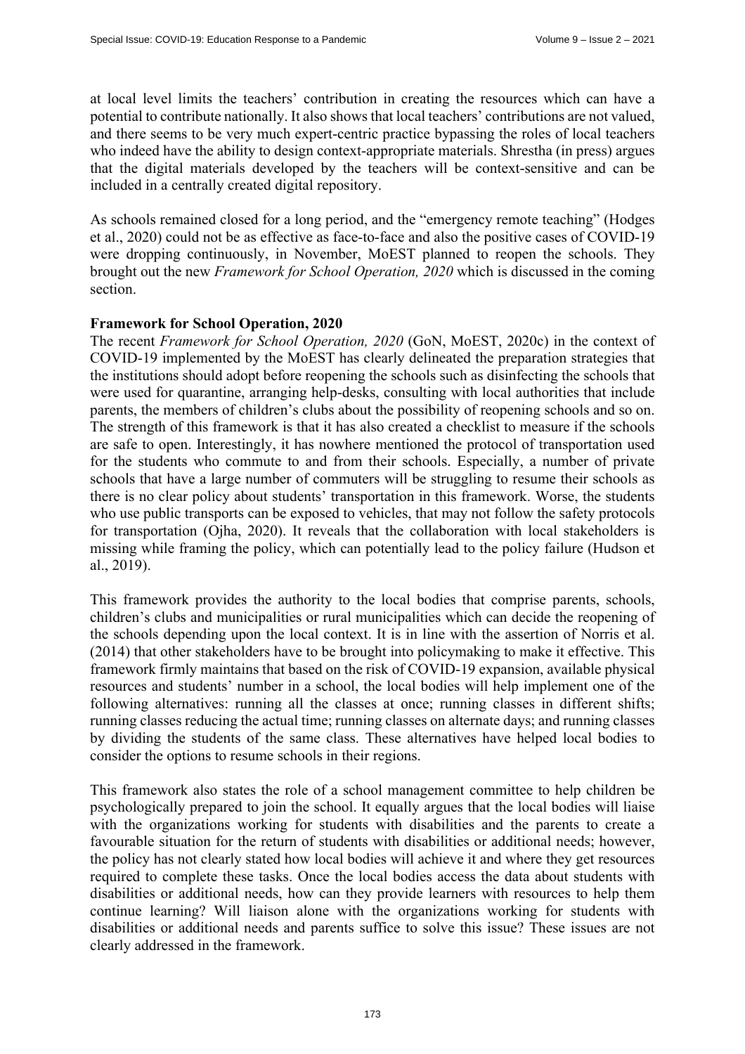at local level limits the teachers' contribution in creating the resources which can have a potential to contribute nationally. It also shows that local teachers' contributions are not valued, and there seems to be very much expert-centric practice bypassing the roles of local teachers who indeed have the ability to design context-appropriate materials. Shrestha (in press) argues that the digital materials developed by the teachers will be context-sensitive and can be included in a centrally created digital repository.

As schools remained closed for a long period, and the "emergency remote teaching" (Hodges et al., 2020) could not be as effective as face-to-face and also the positive cases of COVID-19 were dropping continuously, in November, MoEST planned to reopen the schools. They brought out the new *Framework for School Operation, 2020* which is discussed in the coming section.

**Framework for School Operation, 2020**

The recent *Framework for School Operation, 2020* (GoN, MoEST, 2020c) in the context of COVID-19 implemented by the MoEST has clearly delineated the preparation strategies that the institutions should adopt before reopening the schools such as disinfecting the schools that were used for quarantine, arranging help-desks, consulting with local authorities that include parents, the members of children's clubs about the possibility of reopening schools and so on. The strength of this framework is that it has also created a checklist to measure if the schools are safe to open. Interestingly, it has nowhere mentioned the protocol of transportation used for the students who commute to and from their schools. Especially, a number of private schools that have a large number of commuters will be struggling to resume their schools as there is no clear policy about students' transportation in this framework. Worse, the students who use public transports can be exposed to vehicles, that may not follow the safety protocols for transportation (Ojha, 2020). It reveals that the collaboration with local stakeholders is missing while framing the policy, which can potentially lead to the policy failure (Hudson et al., 2019).

This framework provides the authority to the local bodies that comprise parents, schools, children's clubs and municipalities or rural municipalities which can decide the reopening of the schools depending upon the local context. It is in line with the assertion of Norris et al. (2014) that other stakeholders have to be brought into policymaking to make it effective. This framework firmly maintains that based on the risk of COVID-19 expansion, available physical resources and students' number in a school, the local bodies will help implement one of the following alternatives: running all the classes at once; running classes in different shifts; running classes reducing the actual time; running classes on alternate days; and running classes by dividing the students of the same class. These alternatives have helped local bodies to consider the options to resume schools in their regions.

This framework also states the role of a school management committee to help children be psychologically prepared to join the school. It equally argues that the local bodies will liaise with the organizations working for students with disabilities and the parents to create a favourable situation for the return of students with disabilities or additional needs; however, the policy has not clearly stated how local bodies will achieve it and where they get resources required to complete these tasks. Once the local bodies access the data about students with disabilities or additional needs, how can they provide learners with resources to help them continue learning? Will liaison alone with the organizations working for students with disabilities or additional needs and parents suffice to solve this issue? These issues are not clearly addressed in the framework.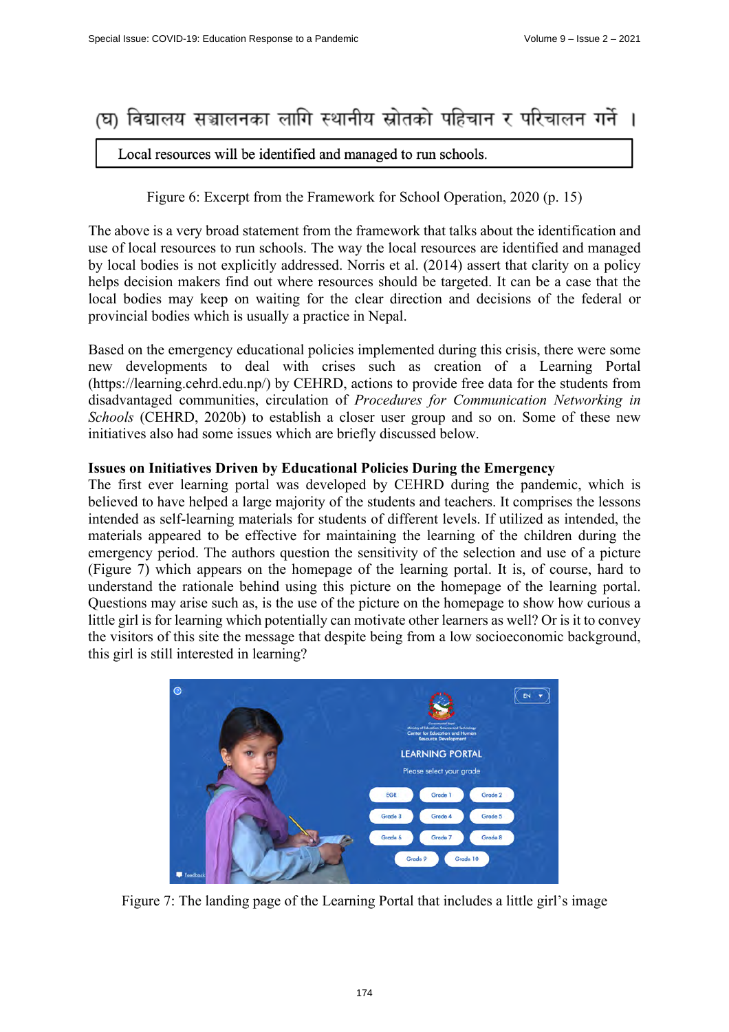(घ) विद्यालय सञ्चालनका लागि स्थानीय स्रोतको पहिचान र परिचालन गर्ने ।

Local resources will be identified and managed to run schools.

Figure 6: Excerpt from the Framework for School Operation, 2020 (p. 15)

The above is a very broad statement from the framework that talks about the identification and use of local resources to run schools. The way the local resources are identified and managed by local bodies is not explicitly addressed. Norris et al. (2014) assert that clarity on a policy helps decision makers find out where resources should be targeted. It can be a case that the local bodies may keep on waiting for the clear direction and decisions of the federal or provincial bodies which is usually a practice in Nepal.

Based on the emergency educational policies implemented during this crisis, there were some new developments to deal with crises such as creation of a Learning Portal (https://learning.cehrd.edu.np/) by CEHRD, actions to provide free data for the students from disadvantaged communities, circulation of *Procedures for Communication Networking in Schools* (CEHRD, 2020b) to establish a closer user group and so on. Some of these new initiatives also had some issues which are briefly discussed below.

**Issues on Initiatives Driven by Educational Policies During the Emergency**

The first ever learning portal was developed by CEHRD during the pandemic, which is believed to have helped a large majority of the students and teachers. It comprises the lessons intended as self-learning materials for students of different levels. If utilized as intended, the materials appeared to be effective for maintaining the learning of the children during the emergency period. The authors question the sensitivity of the selection and use of a picture (Figure 7) which appears on the homepage of the learning portal. It is, of course, hard to understand the rationale behind using this picture on the homepage of the learning portal. Questions may arise such as, is the use of the picture on the homepage to show how curious a little girl is for learning which potentially can motivate other learners as well? Or is it to convey the visitors of this site the message that despite being from a low socioeconomic background, this girl is still interested in learning?

Figure 7: The landing page of the Learning Portal that includes a little girl's image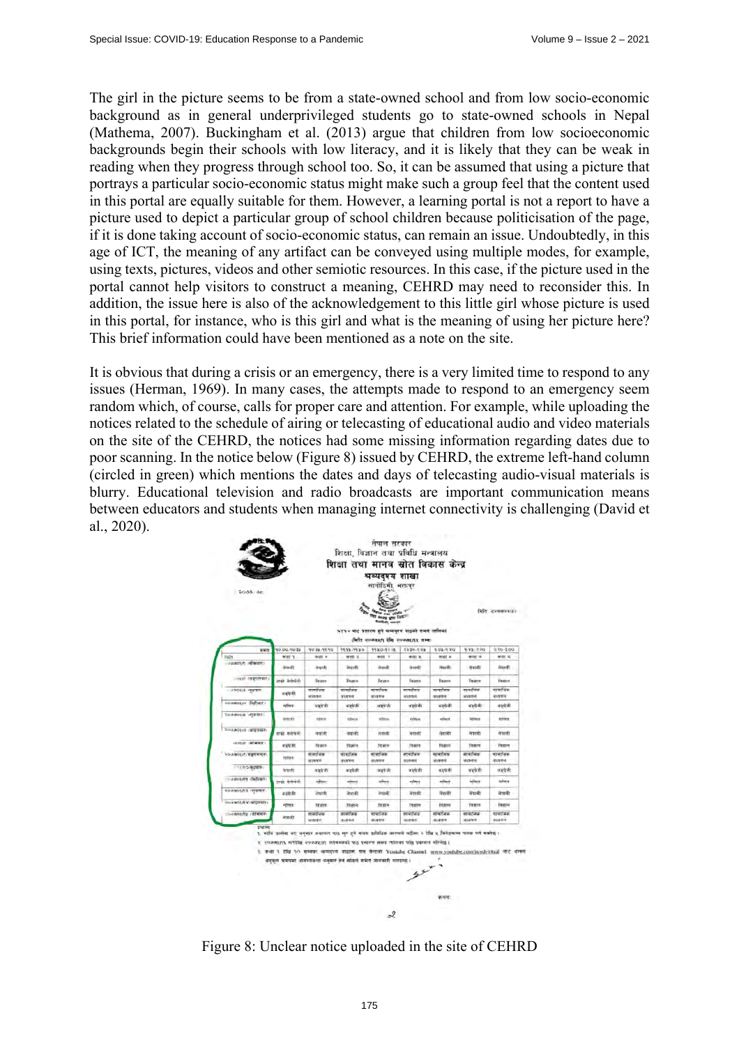The girl in the picture seems to be from a state-owned school and from low socio-economic background as in general underprivileged students go to state-owned schools in Nepal (Mathema, 2007). Buckingham et al. (2013) argue that children from low socioeconomic backgrounds begin their schools with low literacy, and it is likely that they can be weak in reading when they progress through school too. So, it can be assumed that using a picture that portrays a particular socio-economic status might make such a group feel that the content used in this portal are equally suitable for them. However, a learning portal is not a report to have a picture used to depict a particular group of school children because politicisation of the page, if it is done taking account of socio-economic status, can remain an issue. Undoubtedly, in this age of ICT, the meaning of any artifact can be conveyed using multiple modes, for example, using texts, pictures, videos and other semiotic resources. In this case, if the picture used in the portal cannot help visitors to construct a meaning, CEHRD may need to reconsider this. In addition, the issue here is also of the acknowledgement to this little girl whose picture is used in this portal, for instance, who is this girl and what is the meaning of using her picture here? This brief information could have been mentioned as a note on the site.

It is obvious that during a crisis or an emergency, there is a very limited time to respond to any issues (Herman, 1969). In many cases, the attempts made to respond to an emergency seem random which, of course, calls for proper care and attention. For example, while uploading the notices related to the schedule of airing or telecasting of educational audio and video materials on the site of the CEHRD, the notices had some missing information regarding dates due to poor scanning. In the notice below (Figure 8) issued by CEHRD, the extreme left-hand column (circled in green) which mentions the dates and days of telecasting audio-visual materials is blurry. Educational television and radio broadcasts are important communication means between educators and students when managing internet connectivity is challenging (David et al., 2020).

Figure 8: Unclear notice uploaded in the site of CEHRD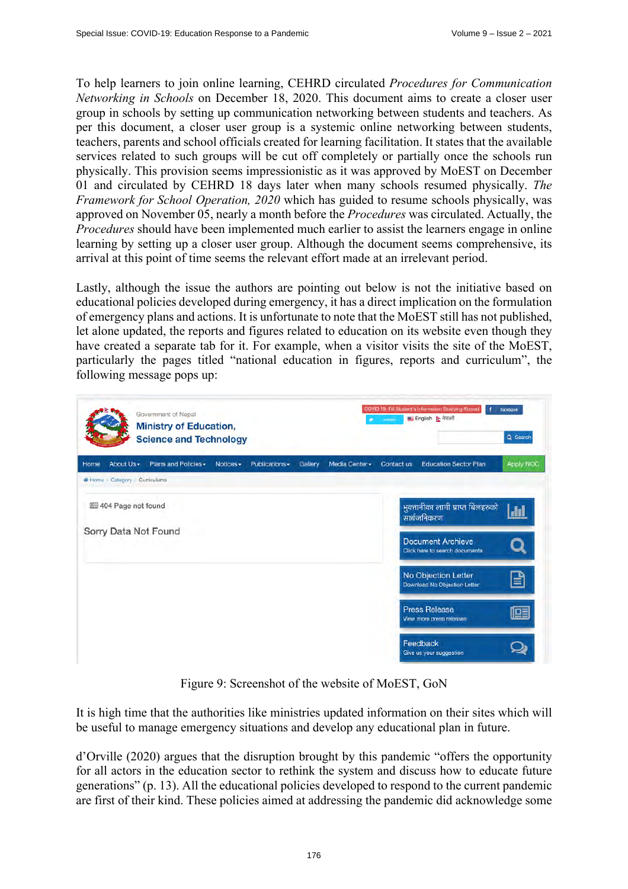To help learners to join online learning, CEHRD circulated *Procedures for Communication Networking in Schools* on December 18, 2020. This document aims to create a closer user group in schools by setting up communication networking between students and teachers. As per this document, a closer user group is a systemic online networking between students, teachers, parents and school officials created for learning facilitation. It states that the available services related to such groups will be cut off completely or partially once the schools run physically. This provision seems impressionistic as it was approved by MoEST on December 01 and circulated by CEHRD 18 days later when many schools resumed physically. *The Framework for School Operation, 2020* which has guided to resume schools physically, was approved on November 05, nearly a month before the *Procedures* was circulated. Actually, the *Procedures* should have been implemented much earlier to assist the learners engage in online learning by setting up a closer user group. Although the document seems comprehensive, its arrival at this point of time seems the relevant effort made at an irrelevant period.

Lastly, although the issue the authors are pointing out below is not the initiative based on educational policies developed during emergency, it has a direct implication on the formulation of emergency plans and actions. It is unfortunate to note that the MoEST still has not published, let alone updated, the reports and figures related to education on its website even though they have created a separate tab for it. For example, when a visitor visits the site of the MoEST, particularly the pages titled "national education in figures, reports and curriculum", the following message pops up:

Figure 9: Screenshot of the website of MoEST, GoN

It is high time that the authorities like ministries updated information on their sites which will be useful to manage emergency situations and develop any educational plan in future.

d'Orville (2020) argues that the disruption brought by this pandemic "offers the opportunity for all actors in the education sector to rethink the system and discuss how to educate future generations" (p. 13). All the educational policies developed to respond to the current pandemic are first of their kind. These policies aimed at addressing the pandemic did acknowledge some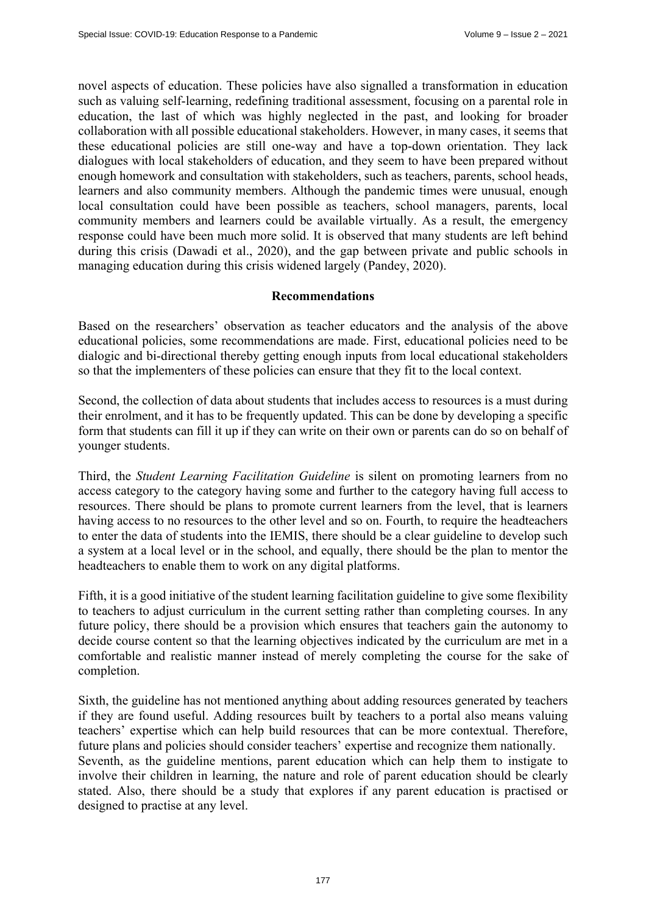novel aspects of education. These policies have also signalled a transformation in education such as valuing self-learning, redefining traditional assessment, focusing on a parental role in education, the last of which was highly neglected in the past, and looking for broader collaboration with all possible educational stakeholders. However, in many cases, it seems that these educational policies are still one-way and have a top-down orientation. They lack dialogues with local stakeholders of education, and they seem to have been prepared without enough homework and consultation with stakeholders, such as teachers, parents, school heads, learners and also community members. Although the pandemic times were unusual, enough local consultation could have been possible as teachers, school managers, parents, local community members and learners could be available virtually. As a result, the emergency response could have been much more solid. It is observed that many students are left behind during this crisis (Dawadi et al., 2020), and the gap between private and public schools in managing education during this crisis widened largely (Pandey, 2020).

## Recommendations

Based on the researchers' observation as teacher educators and the analysis of the above educational policies, some recommendations are made. First, educational policies need to be dialogic and bi-directional thereby getting enough inputs from local educational stakeholders so that the implementers of these policies can ensure that they fit to the local context.

Second, the collection of data about students that includes access to resources is a must during their enrolment, and it has to be frequently updated. This can be done by developing a specific form that students can fill it up if they can write on their own or parents can do so on behalf of younger students.

Third, the *Student Learning Facilitation Guideline* is silent on promoting learners from no access category to the category having some and further to the category having full access to resources. There should be plans to promote current learners from the level, that is learners having access to no resources to the other level and so on. Fourth, to require the headteachers to enter the data of students into the IEMIS, there should be a clear guideline to develop such a system at a local level or in the school, and equally, there should be the plan to mentor the headteachers to enable them to work on any digital platforms.

Fifth, it is a good initiative of the student learning facilitation guideline to give some flexibility to teachers to adjust curriculum in the current setting rather than completing courses. In any future policy, there should be a provision which ensures that teachers gain the autonomy to decide course content so that the learning objectives indicated by the curriculum are met in a comfortable and realistic manner instead of merely completing the course for the sake of completion.

Sixth, the guideline has not mentioned anything about adding resources generated by teachers if they are found useful. Adding resources built by teachers to a portal also means valuing teachers' expertise which can help build resources that can be more contextual. Therefore, future plans and policies should consider teachers' expertise and recognize them nationally.

Seventh, as the guideline mentions, parent education which can help them to instigate to involve their children in learning, the nature and role of parent education should be clearly stated. Also, there should be a study that explores if any parent education is practised or designed to practise at any level.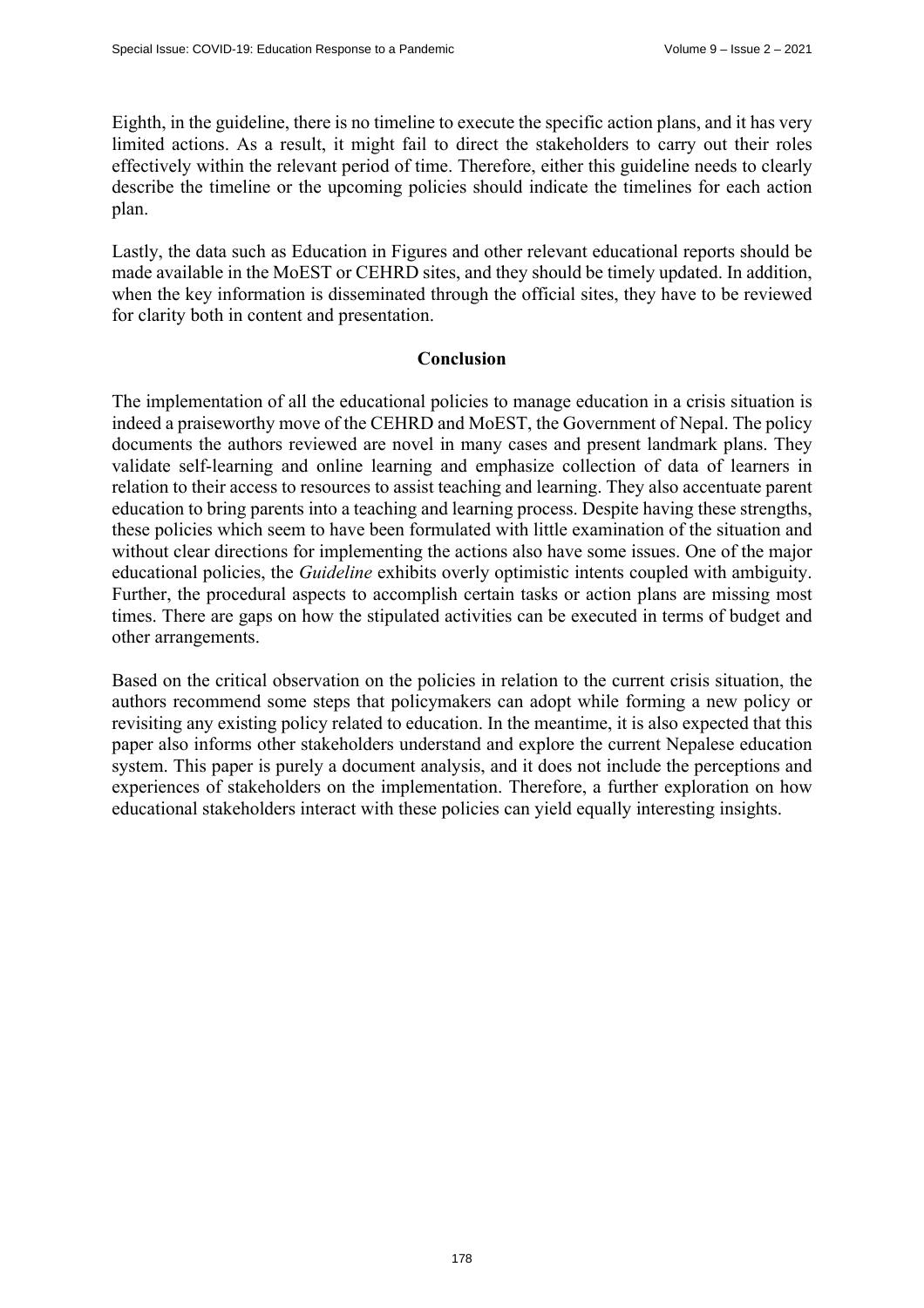Eighth, in the guideline, there is no timeline to execute the specific action plans, and it has very limited actions. As a result, it might fail to direct the stakeholders to carry out their roles effectively within the relevant period of time. Therefore, either this guideline needs to clearly describe the timeline or the upcoming policies should indicate the timelines for each action plan.

Lastly, the data such as Education in Figures and other relevant educational reports should be made available in the MoEST or CEHRD sites, and they should be timely updated. In addition, when the key information is disseminated through the official sites, they have to be reviewed for clarity both in content and presentation.

## Conclusion

The implementation of all the educational policies to manage education in a crisis situation is indeed a praiseworthy move of the CEHRD and MoEST, the Government of Nepal. The policy documents the authors reviewed are novel in many cases and present landmark plans. They validate self-learning and online learning and emphasize collection of data of learners in relation to their access to resources to assist teaching and learning. They also accentuate parent education to bring parents into a teaching and learning process. Despite having these strengths, these policies which seem to have been formulated with little examination of the situation and without clear directions for implementing the actions also have some issues. One of the major educational policies, the *Guideline* exhibits overly optimistic intents coupled with ambiguity. Further, the procedural aspects to accomplish certain tasks or action plans are missing most times. There are gaps on how the stipulated activities can be executed in terms of budget and other arrangements.

Based on the critical observation on the policies in relation to the current crisis situation, the authors recommend some steps that policymakers can adopt while forming a new policy or revisiting any existing policy related to education. In the meantime, it is also expected that this paper also informs other stakeholders understand and explore the current Nepalese education system. This paper is purely a document analysis, and it does not include the perceptions and experiences of stakeholders on the implementation. Therefore, a further exploration on how educational stakeholders interact with these policies can yield equally interesting insights.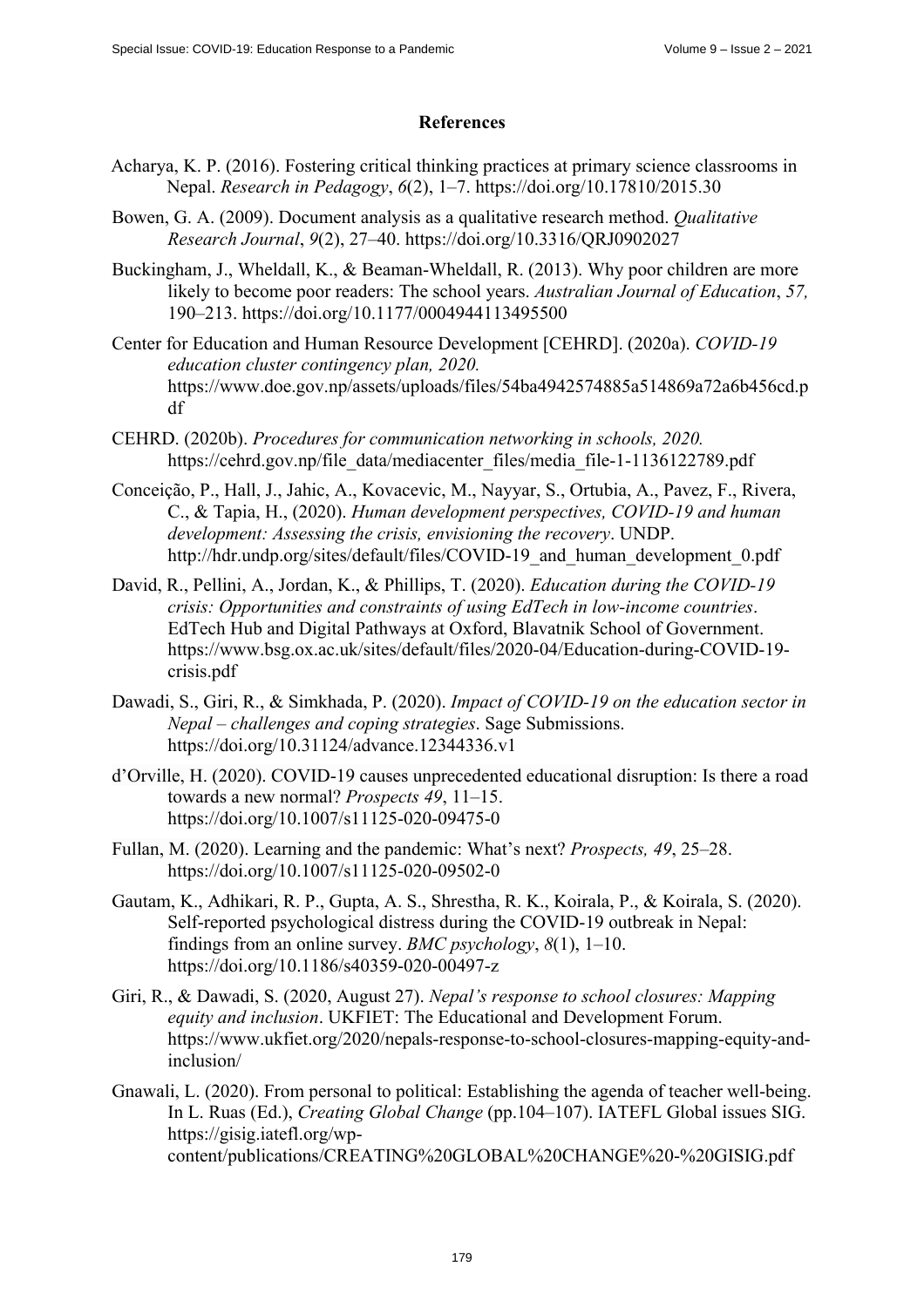## References

Acharya, K. P. (2016). Fostering critical thinking practices at primary science classrooms in Nepal. *Research in Pedagogy*, *6*(2), 1–7. https://doi.org/10.17810/2015.30

Bowen, G. A. (2009). Document analysis as a qualitative research method. *Qualitative Research Journal*, *9*(2), 27–40. https://doi.org/10.3316/QRJ0902027

Buckingham, J., Wheldall, K., & Beaman-Wheldall, R. (2013). Why poor children are more likely to become poor readers: The school years. *Australian Journal of Education*, *57,* 190–213. https://doi.org/10.1177/0004944113495500

Center for Education and Human Resource Development [CEHRD]. (2020a). *COVID-19 education cluster contingency plan, 2020.* https://www.doe.gov.np/assets/uploads/files/54ba4942574885a514869a72a6b456cd.pdf

CEHRD. (2020b). *Procedures for communication networking in schools, 2020.* https://cehrd.gov.np/file_data/mediacenter_files/media_file-1-1136122789.pdf

Conceição, P., Hall, J., Jahic, A., Kovacevic, M., Nayyar, S., Ortubia, A., Pavez, F., Rivera, C., & Tapia, H., (2020). *Human development perspectives, COVID-19 and human development: Assessing the crisis, envisioning the recovery*. UNDP. http://hdr.undp.org/sites/default/files/COVID-19_and_human_development_0.pdf

David, R., Pellini, A., Jordan, K., & Phillips, T. (2020). *Education during the COVID-19 crisis: Opportunities and constraints of using EdTech in low-income countries*. EdTech Hub and Digital Pathways at Oxford, Blavatnik School of Government. https://www.bsg.ox.ac.uk/sites/default/files/2020-04/Education-during-COVID-19-crisis.pdf

Dawadi, S., Giri, R., & Simkhada, P. (2020). *Impact of COVID-19 on the education sector in Nepal – challenges and coping strategies*. Sage Submissions. https://doi.org/10.31124/advance.12344336.v1

d'Orville, H. (2020). COVID-19 causes unprecedented educational disruption: Is there a road towards a new normal? *Prospects 49*, 11–15. https://doi.org/10.1007/s11125-020-09475-0

Fullan, M. (2020). Learning and the pandemic: What's next? *Prospects, 49*, 25–28. https://doi.org/10.1007/s11125-020-09502-0

Gautam, K., Adhikari, R. P., Gupta, A. S., Shrestha, R. K., Koirala, P., & Koirala, S. (2020). Self-reported psychological distress during the COVID-19 outbreak in Nepal: findings from an online survey. *BMC psychology*, *8*(1), 1–10. https://doi.org/10.1186/s40359-020-00497-z

Giri, R., & Dawadi, S. (2020, August 27). *Nepal's response to school closures: Mapping equity and inclusion*. UKFIET: The Educational and Development Forum. https://www.ukfiet.org/2020/nepals-response-to-school-closures-mapping-equity-and-inclusion/

Gnawali, L. (2020). From personal to political: Establishing the agenda of teacher well-being. In L. Ruas (Ed.), *Creating Global Change* (pp.104–107). IATEFL Global issues SIG. https://gisig.iatefl.org/wp-content/publications/CREATING%20GLOBAL%20CHANGE%20-%20GISIG.pdf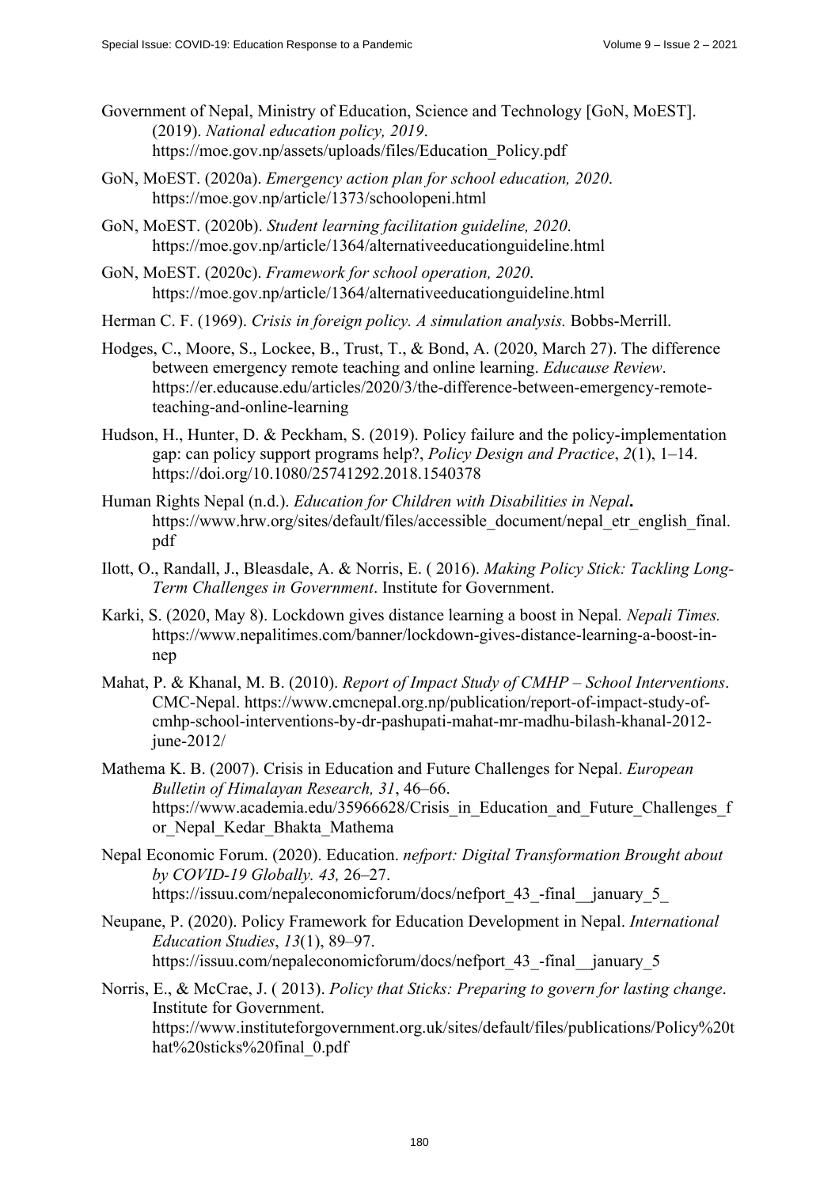Government of Nepal, Ministry of Education, Science and Technology [GoN, MoEST]. (2019). *National education policy, 2019*. https://moe.gov.np/assets/uploads/files/Education_Policy.pdf

GoN, MoEST. (2020a). *Emergency action plan for school education, 2020*. https://moe.gov.np/article/1373/schoolopeni.html

GoN, MoEST. (2020b). *Student learning facilitation guideline, 2020*. https://moe.gov.np/article/1364/alternativeeducationguideline.html

GoN, MoEST. (2020c). *Framework for school operation, 2020*. https://moe.gov.np/article/1364/alternativeeducationguideline.html

Herman C. F. (1969). *Crisis in foreign policy. A simulation analysis.* Bobbs-Merrill.

Hodges, C., Moore, S., Lockee, B., Trust, T., & Bond, A. (2020, March 27). The difference between emergency remote teaching and online learning. *Educause Review*. https://er.educause.edu/articles/2020/3/the-difference-between-emergency-remote-teaching-and-online-learning

Hudson, H., Hunter, D. & Peckham, S. (2019). Policy failure and the policy-implementation gap: can policy support programs help?, *Policy Design and Practice*, *2*(1), 1–14. https://doi.org/10.1080/25741292.2018.1540378

Human Rights Nepal (n.d.). *Education for Children with Disabilities in Nepal***.** https://www.hrw.org/sites/default/files/accessible_document/nepal_etr_english_final.pdf

Ilott, O., Randall, J., Bleasdale, A. & Norris, E. ( 2016). *Making Policy Stick: Tackling Long-Term Challenges in Government*. Institute for Government.

Karki, S. (2020, May 8). Lockdown gives distance learning a boost in Nepal*. Nepali Times.* https://www.nepalitimes.com/banner/lockdown-gives-distance-learning-a-boost-in-nep

Mahat, P. & Khanal, M. B. (2010). *Report of Impact Study of CMHP – School Interventions*. CMC-Nepal. https://www.cmcnepal.org.np/publication/report-of-impact-study-of-cmhp-school-interventions-by-dr-pashupati-mahat-mr-madhu-bilash-khanal-2012-june-2012/

Mathema K. B. (2007). Crisis in Education and Future Challenges for Nepal. *European Bulletin of Himalayan Research, 31*, 46–66. https://www.academia.edu/35966628/Crisis_in_Education_and_Future_Challenges_for_Nepal_Kedar_Bhakta_Mathema

Nepal Economic Forum. (2020). Education. *nefport: Digital Transformation Brought about by COVID-19 Globally. 43,* 26–27. https://issuu.com/nepaleconomicforum/docs/nefport_43_-final__january_5_

Neupane, P. (2020). Policy Framework for Education Development in Nepal. *International Education Studies*, *13*(1), 89–97. https://issuu.com/nepaleconomicforum/docs/nefport_43_-final__january_5

Norris, E., & McCrae, J. ( 2013). *Policy that Sticks: Preparing to govern for lasting change*. Institute for Government. https://www.instituteforgovernment.org.uk/sites/default/files/publications/Policy%20that%20sticks%20final_0.pdf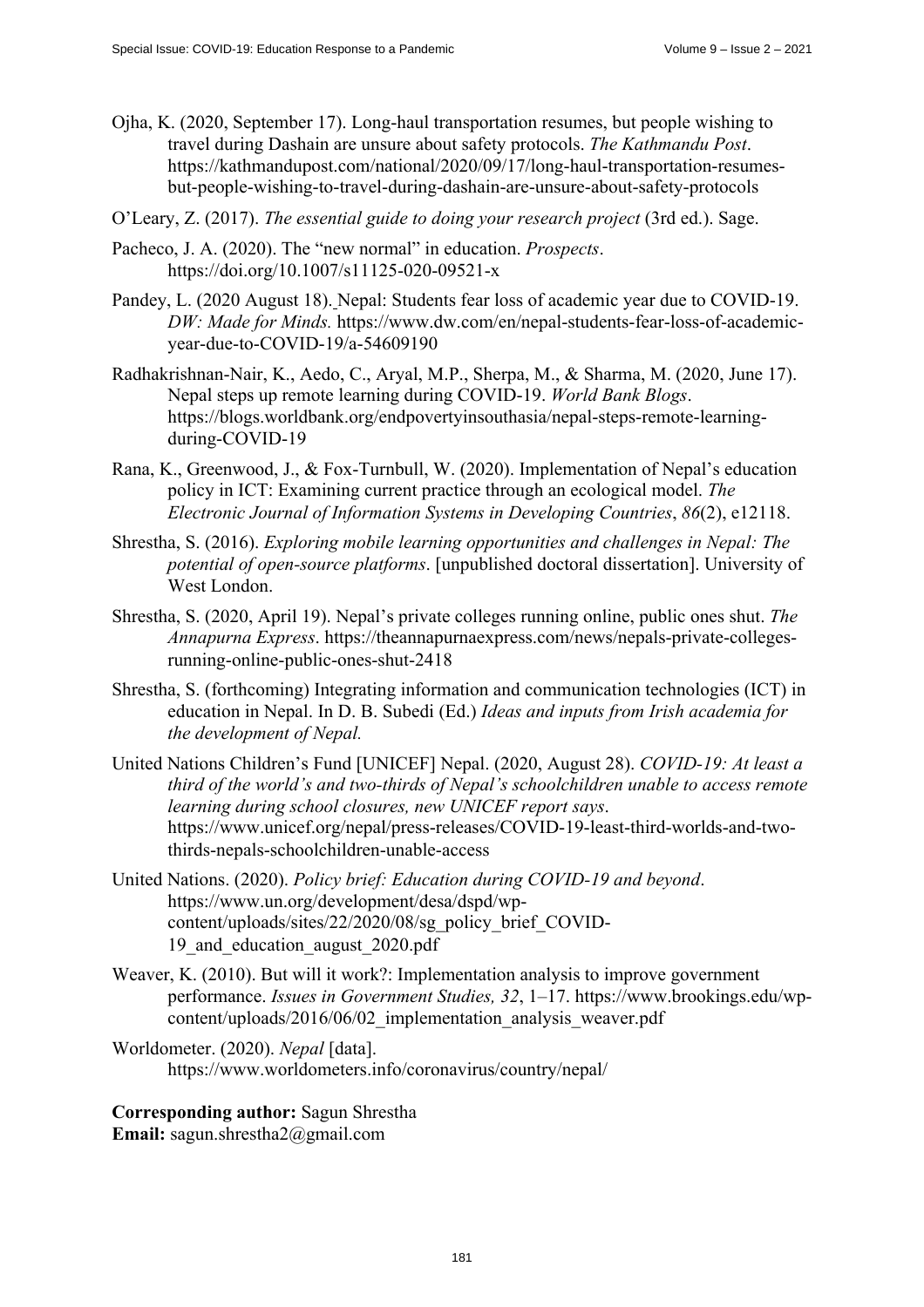Ojha, K. (2020, September 17). Long-haul transportation resumes, but people wishing to travel during Dashain are unsure about safety protocols. *The Kathmandu Post*. https://kathmandupost.com/national/2020/09/17/long-haul-transportation-resumes-but-people-wishing-to-travel-during-dashain-are-unsure-about-safety-protocols

O'Leary, Z. (2017). *The essential guide to doing your research project* (3rd ed.). Sage.

Pacheco, J. A. (2020). The "new normal" in education. *Prospects*. https://doi.org/10.1007/s11125-020-09521-x

Pandey, L. (2020 August 18). Nepal: Students fear loss of academic year due to COVID-19. *DW: Made for Minds.* https://www.dw.com/en/nepal-students-fear-loss-of-academic-year-due-to-COVID-19/a-54609190

Radhakrishnan-Nair, K., Aedo, C., Aryal, M.P., Sherpa, M., & Sharma, M. (2020, June 17). Nepal steps up remote learning during COVID-19. *World Bank Blogs*. https://blogs.worldbank.org/endpovertyinsouthasia/nepal-steps-remote-learning-during-COVID-19

Rana, K., Greenwood, J., & Fox-Turnbull, W. (2020). Implementation of Nepal's education policy in ICT: Examining current practice through an ecological model. *The Electronic Journal of Information Systems in Developing Countries*, *86*(2), e12118.

Shrestha, S. (2016). *Exploring mobile learning opportunities and challenges in Nepal: The potential of open-source platforms*. [unpublished doctoral dissertation]. University of West London.

Shrestha, S. (2020, April 19). Nepal's private colleges running online, public ones shut. *The Annapurna Express*. https://theannapurnaexpress.com/news/nepals-private-colleges-running-online-public-ones-shut-2418

Shrestha, S. (forthcoming) Integrating information and communication technologies (ICT) in education in Nepal. In D. B. Subedi (Ed.) *Ideas and inputs from Irish academia for the development of Nepal.*

United Nations Children's Fund [UNICEF] Nepal. (2020, August 28). *COVID-19: At least a third of the world's and two-thirds of Nepal's schoolchildren unable to access remote learning during school closures, new UNICEF report says*. https://www.unicef.org/nepal/press-releases/COVID-19-least-third-worlds-and-two-thirds-nepals-schoolchildren-unable-access

United Nations. (2020). *Policy brief: Education during COVID-19 and beyond*. https://www.un.org/development/desa/dspd/wp-content/uploads/sites/22/2020/08/sg_policy_brief_COVID-19_and_education_august_2020.pdf

Weaver, K. (2010). But will it work?: Implementation analysis to improve government performance. *Issues in Government Studies, 32*, 1–17. https://www.brookings.edu/wp-content/uploads/2016/06/02_implementation_analysis_weaver.pdf

Worldometer. (2020). *Nepal* [data]. https://www.worldometers.info/coronavirus/country/nepal/

**Corresponding author:** Sagun Shrestha
**Email:** sagun.shrestha2@gmail.com